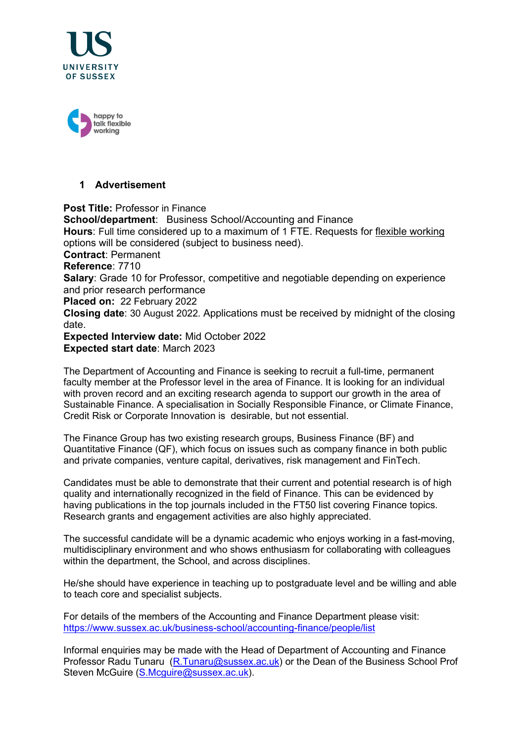## 1 Advertisement

**Post Title:** Professor in Finance
**School/department**: Business School/Accounting and Finance
**Hours**: Full time considered up to a maximum of 1 FTE. Requests for flexible working options will be considered (subject to business need).
**Contract**: Permanent
**Reference**: 7710
**Salary**: Grade 10 for Professor, competitive and negotiable depending on experience and prior research performance
**Placed on:** 22 February 2022
**Closing date**: 30 August 2022. Applications must be received by midnight of the closing date.
**Expected Interview date:** Mid October 2022
**Expected start date**: March 2023

The Department of Accounting and Finance is seeking to recruit a full-time, permanent faculty member at the Professor level in the area of Finance. It is looking for an individual with proven record and an exciting research agenda to support our growth in the area of Sustainable Finance. A specialisation in Socially Responsible Finance, or Climate Finance, Credit Risk or Corporate Innovation is desirable, but not essential.

The Finance Group has two existing research groups, Business Finance (BF) and Quantitative Finance (QF), which focus on issues such as company finance in both public and private companies, venture capital, derivatives, risk management and FinTech.

Candidates must be able to demonstrate that their current and potential research is of high quality and internationally recognized in the field of Finance. This can be evidenced by having publications in the top journals included in the FT50 list covering Finance topics. Research grants and engagement activities are also highly appreciated.

The successful candidate will be a dynamic academic who enjoys working in a fast-moving, multidisciplinary environment and who shows enthusiasm for collaborating with colleagues within the department, the School, and across disciplines.

He/she should have experience in teaching up to postgraduate level and be willing and able to teach core and specialist subjects.

For details of the members of the Accounting and Finance Department please visit:
https://www.sussex.ac.uk/business-school/accounting-finance/people/list

Informal enquiries may be made with the Head of Department of Accounting and Finance Professor Radu Tunaru (R.Tunaru@sussex.ac.uk) or the Dean of the Business School Prof Steven McGuire (S.Mcguire@sussex.ac.uk).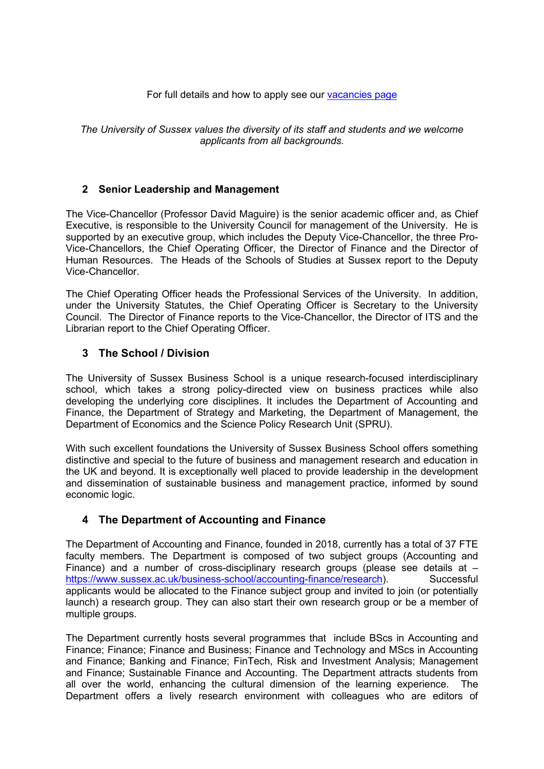For full details and how to apply see our [vacancies page](#)

*The University of Sussex values the diversity of its staff and students and we welcome applicants from all backgrounds.*

## 2 Senior Leadership and Management

The Vice-Chancellor (Professor David Maguire) is the senior academic officer and, as Chief Executive, is responsible to the University Council for management of the University. He is supported by an executive group, which includes the Deputy Vice-Chancellor, the three Pro-Vice-Chancellors, the Chief Operating Officer, the Director of Finance and the Director of Human Resources. The Heads of the Schools of Studies at Sussex report to the Deputy Vice-Chancellor.

The Chief Operating Officer heads the Professional Services of the University. In addition, under the University Statutes, the Chief Operating Officer is Secretary to the University Council. The Director of Finance reports to the Vice-Chancellor, the Director of ITS and the Librarian report to the Chief Operating Officer.

## 3 The School / Division

The University of Sussex Business School is a unique research-focused interdisciplinary school, which takes a strong policy-directed view on business practices while also developing the underlying core disciplines. It includes the Department of Accounting and Finance, the Department of Strategy and Marketing, the Department of Management, the Department of Economics and the Science Policy Research Unit (SPRU).

With such excellent foundations the University of Sussex Business School offers something distinctive and special to the future of business and management research and education in the UK and beyond. It is exceptionally well placed to provide leadership in the development and dissemination of sustainable business and management practice, informed by sound economic logic.

## 4 The Department of Accounting and Finance

The Department of Accounting and Finance, founded in 2018, currently has a total of 37 FTE faculty members. The Department is composed of two subject groups (Accounting and Finance) and a number of cross-disciplinary research groups (please see details at – https://www.sussex.ac.uk/business-school/accounting-finance/research). Successful applicants would be allocated to the Finance subject group and invited to join (or potentially launch) a research group. They can also start their own research group or be a member of multiple groups.

The Department currently hosts several programmes that include BScs in Accounting and Finance; Finance; Finance and Business; Finance and Technology and MScs in Accounting and Finance; Banking and Finance; FinTech, Risk and Investment Analysis; Management and Finance; Sustainable Finance and Accounting. The Department attracts students from all over the world, enhancing the cultural dimension of the learning experience. The Department offers a lively research environment with colleagues who are editors of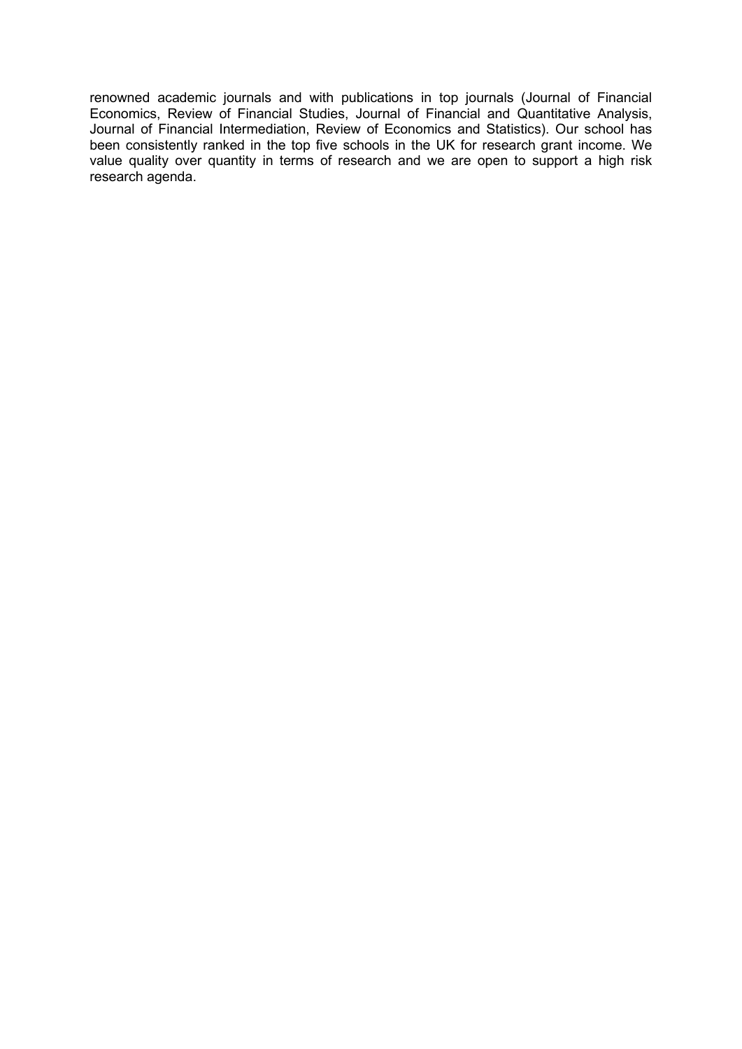renowned academic journals and with publications in top journals (Journal of Financial Economics, Review of Financial Studies, Journal of Financial and Quantitative Analysis, Journal of Financial Intermediation, Review of Economics and Statistics). Our school has been consistently ranked in the top five schools in the UK for research grant income. We value quality over quantity in terms of research and we are open to support a high risk research agenda.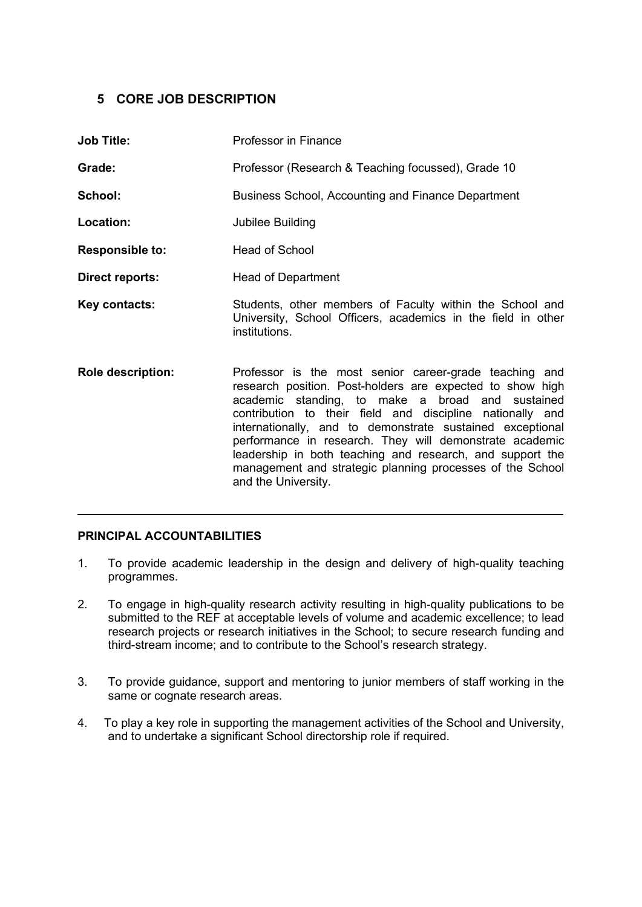## 5 CORE JOB DESCRIPTION

| | |
|---|---|
| **Job Title:** | Professor in Finance |
| **Grade:** | Professor (Research & Teaching focussed), Grade 10 |
| **School:** | Business School, Accounting and Finance Department |
| **Location:** | Jubilee Building |
| **Responsible to:** | Head of School |
| **Direct reports:** | Head of Department |
| **Key contacts:** | Students, other members of Faculty within the School and University, School Officers, academics in the field in other institutions. |
| **Role description:** | Professor is the most senior career-grade teaching and research position. Post-holders are expected to show high academic standing, to make a broad and sustained contribution to their field and discipline nationally and internationally, and to demonstrate sustained exceptional performance in research. They will demonstrate academic leadership in both teaching and research, and support the management and strategic planning processes of the School and the University. |

---

**PRINCIPAL ACCOUNTABILITIES**

1. To provide academic leadership in the design and delivery of high-quality teaching programmes.

2. To engage in high-quality research activity resulting in high-quality publications to be submitted to the REF at acceptable levels of volume and academic excellence; to lead research projects or research initiatives in the School; to secure research funding and third-stream income; and to contribute to the School's research strategy.

3. To provide guidance, support and mentoring to junior members of staff working in the same or cognate research areas.

4. To play a key role in supporting the management activities of the School and University, and to undertake a significant School directorship role if required.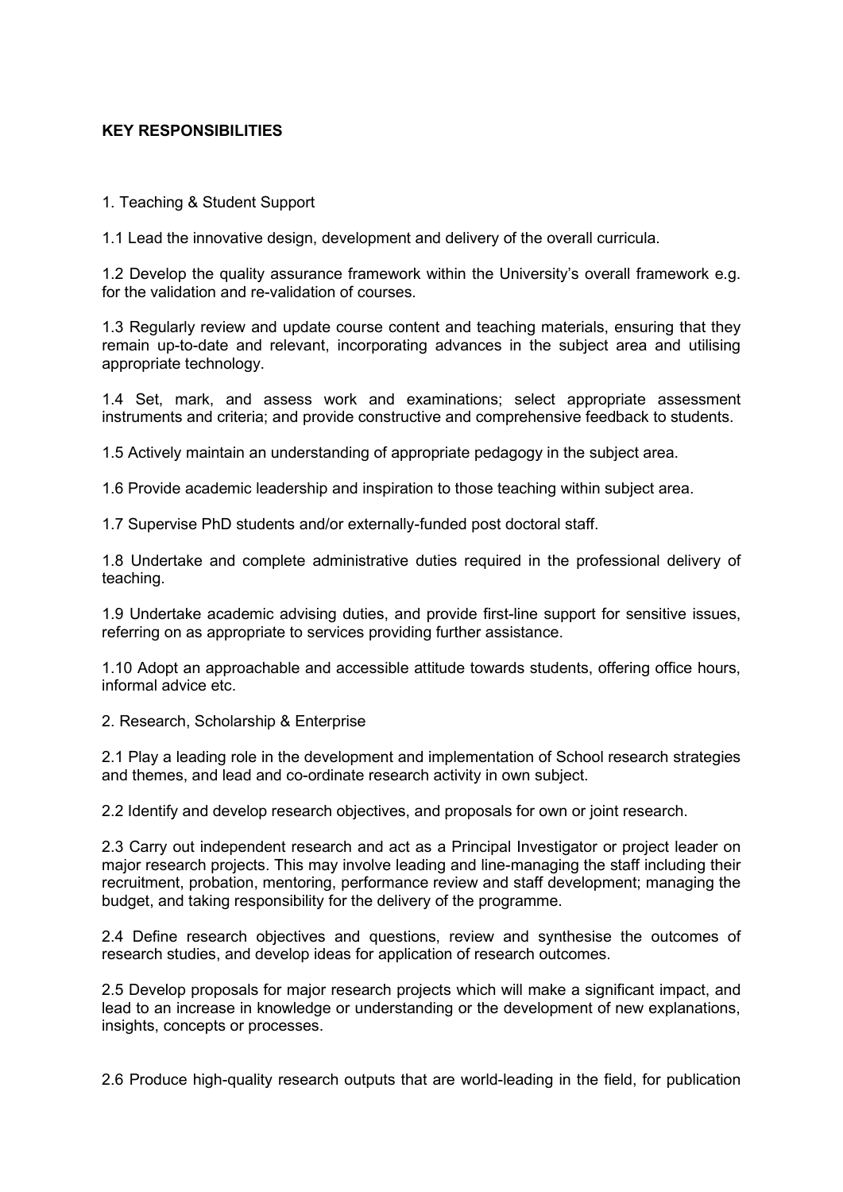**KEY RESPONSIBILITIES**

1. Teaching & Student Support

1.1 Lead the innovative design, development and delivery of the overall curricula.

1.2 Develop the quality assurance framework within the University's overall framework e.g. for the validation and re-validation of courses.

1.3 Regularly review and update course content and teaching materials, ensuring that they remain up-to-date and relevant, incorporating advances in the subject area and utilising appropriate technology.

1.4 Set, mark, and assess work and examinations; select appropriate assessment instruments and criteria; and provide constructive and comprehensive feedback to students.

1.5 Actively maintain an understanding of appropriate pedagogy in the subject area.

1.6 Provide academic leadership and inspiration to those teaching within subject area.

1.7 Supervise PhD students and/or externally-funded post doctoral staff.

1.8 Undertake and complete administrative duties required in the professional delivery of teaching.

1.9 Undertake academic advising duties, and provide first-line support for sensitive issues, referring on as appropriate to services providing further assistance.

1.10 Adopt an approachable and accessible attitude towards students, offering office hours, informal advice etc.

2. Research, Scholarship & Enterprise

2.1 Play a leading role in the development and implementation of School research strategies and themes, and lead and co-ordinate research activity in own subject.

2.2 Identify and develop research objectives, and proposals for own or joint research.

2.3 Carry out independent research and act as a Principal Investigator or project leader on major research projects. This may involve leading and line-managing the staff including their recruitment, probation, mentoring, performance review and staff development; managing the budget, and taking responsibility for the delivery of the programme.

2.4 Define research objectives and questions, review and synthesise the outcomes of research studies, and develop ideas for application of research outcomes.

2.5 Develop proposals for major research projects which will make a significant impact, and lead to an increase in knowledge or understanding or the development of new explanations, insights, concepts or processes.

2.6 Produce high-quality research outputs that are world-leading in the field, for publication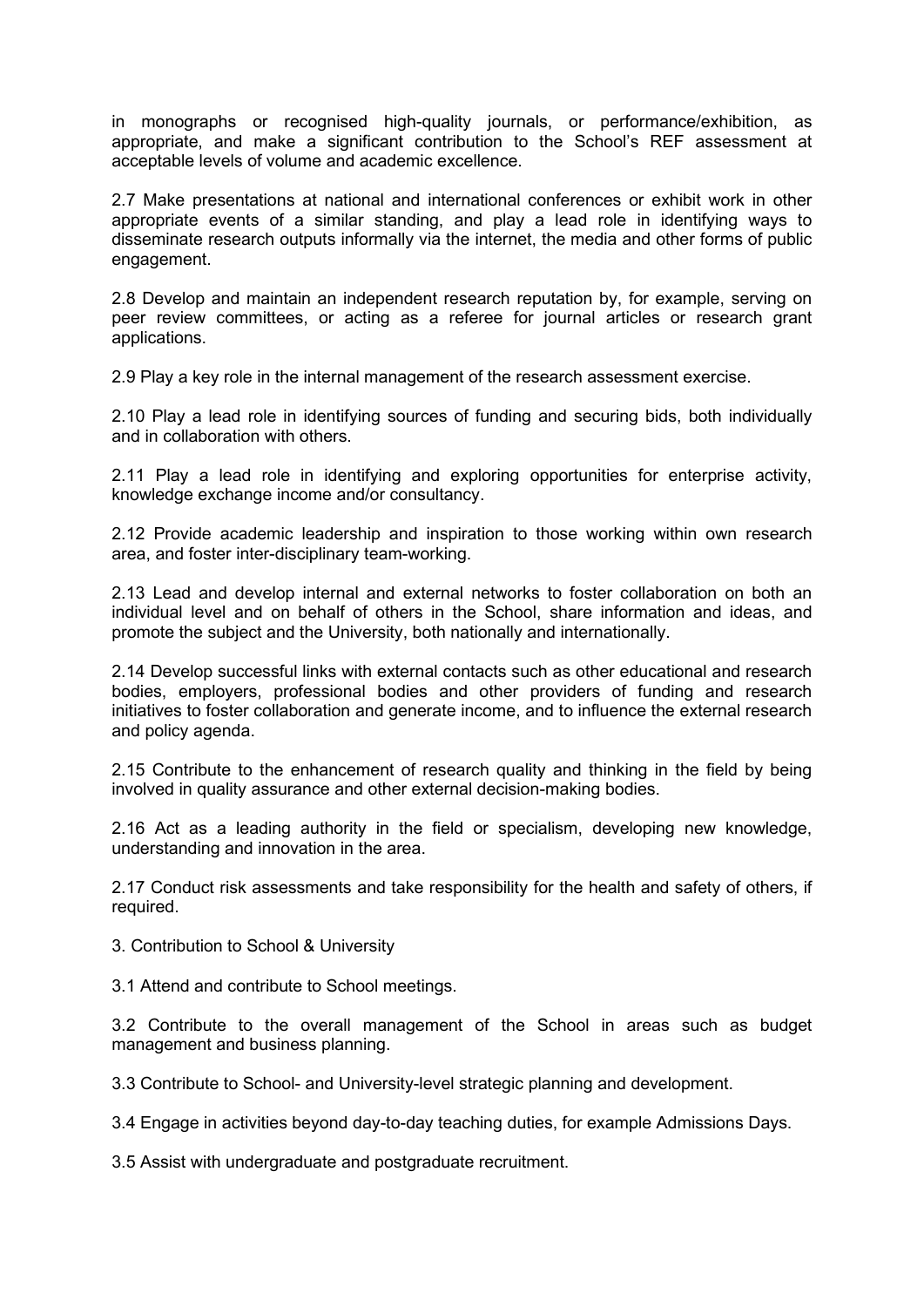in monographs or recognised high-quality journals, or performance/exhibition, as appropriate, and make a significant contribution to the School's REF assessment at acceptable levels of volume and academic excellence.

2.7 Make presentations at national and international conferences or exhibit work in other appropriate events of a similar standing, and play a lead role in identifying ways to disseminate research outputs informally via the internet, the media and other forms of public engagement.

2.8 Develop and maintain an independent research reputation by, for example, serving on peer review committees, or acting as a referee for journal articles or research grant applications.

2.9 Play a key role in the internal management of the research assessment exercise.

2.10 Play a lead role in identifying sources of funding and securing bids, both individually and in collaboration with others.

2.11 Play a lead role in identifying and exploring opportunities for enterprise activity, knowledge exchange income and/or consultancy.

2.12 Provide academic leadership and inspiration to those working within own research area, and foster inter-disciplinary team-working.

2.13 Lead and develop internal and external networks to foster collaboration on both an individual level and on behalf of others in the School, share information and ideas, and promote the subject and the University, both nationally and internationally.

2.14 Develop successful links with external contacts such as other educational and research bodies, employers, professional bodies and other providers of funding and research initiatives to foster collaboration and generate income, and to influence the external research and policy agenda.

2.15 Contribute to the enhancement of research quality and thinking in the field by being involved in quality assurance and other external decision-making bodies.

2.16 Act as a leading authority in the field or specialism, developing new knowledge, understanding and innovation in the area.

2.17 Conduct risk assessments and take responsibility for the health and safety of others, if required.

3. Contribution to School & University

3.1 Attend and contribute to School meetings.

3.2 Contribute to the overall management of the School in areas such as budget management and business planning.

3.3 Contribute to School- and University-level strategic planning and development.

3.4 Engage in activities beyond day-to-day teaching duties, for example Admissions Days.

3.5 Assist with undergraduate and postgraduate recruitment.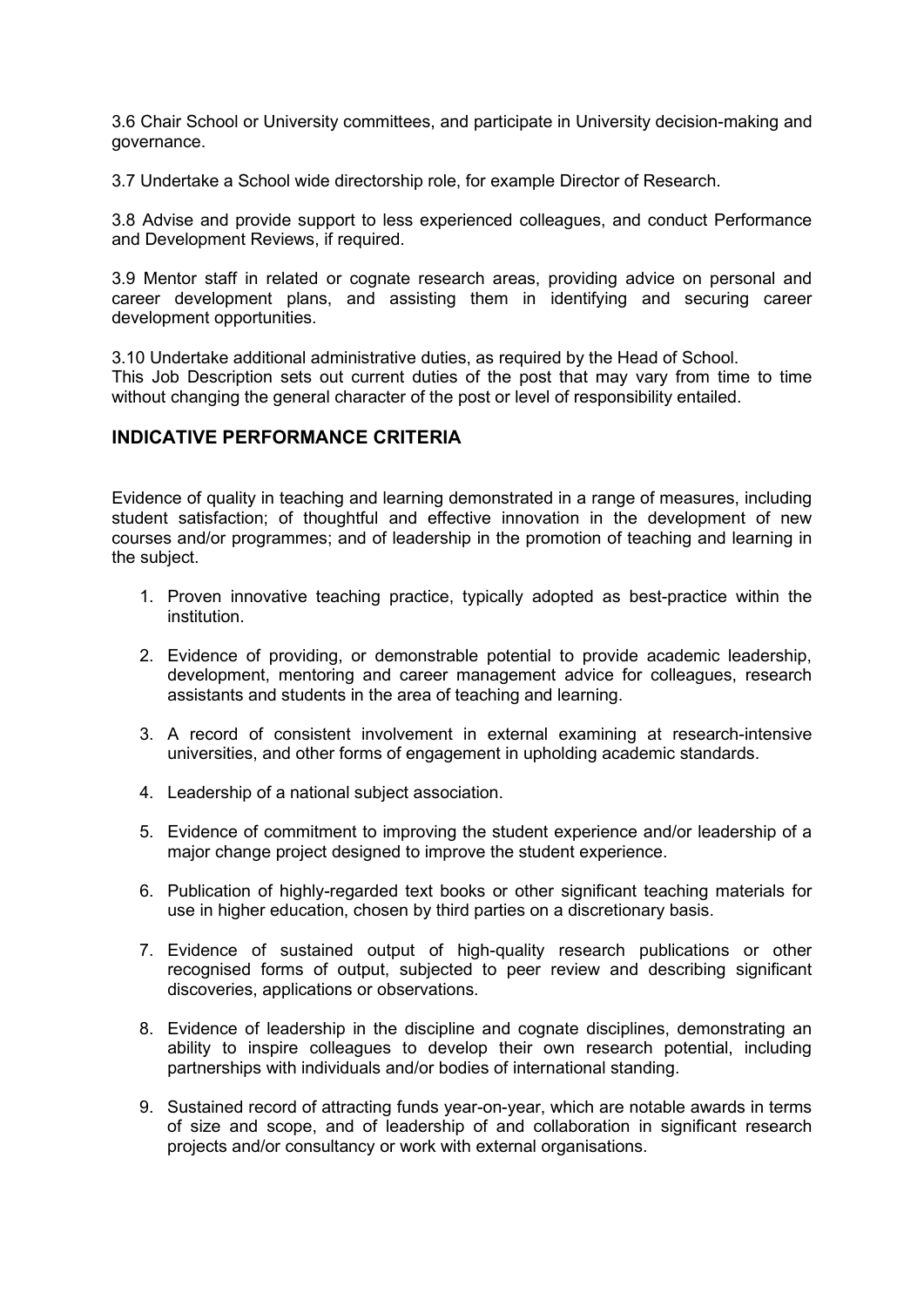3.6 Chair School or University committees, and participate in University decision-making and governance.

3.7 Undertake a School wide directorship role, for example Director of Research.

3.8 Advise and provide support to less experienced colleagues, and conduct Performance and Development Reviews, if required.

3.9 Mentor staff in related or cognate research areas, providing advice on personal and career development plans, and assisting them in identifying and securing career development opportunities.

3.10 Undertake additional administrative duties, as required by the Head of School.
This Job Description sets out current duties of the post that may vary from time to time without changing the general character of the post or level of responsibility entailed.

## INDICATIVE PERFORMANCE CRITERIA

Evidence of quality in teaching and learning demonstrated in a range of measures, including student satisfaction; of thoughtful and effective innovation in the development of new courses and/or programmes; and of leadership in the promotion of teaching and learning in the subject.

1. Proven innovative teaching practice, typically adopted as best-practice within the institution.

2. Evidence of providing, or demonstrable potential to provide academic leadership, development, mentoring and career management advice for colleagues, research assistants and students in the area of teaching and learning.

3. A record of consistent involvement in external examining at research-intensive universities, and other forms of engagement in upholding academic standards.

4. Leadership of a national subject association.

5. Evidence of commitment to improving the student experience and/or leadership of a major change project designed to improve the student experience.

6. Publication of highly-regarded text books or other significant teaching materials for use in higher education, chosen by third parties on a discretionary basis.

7. Evidence of sustained output of high-quality research publications or other recognised forms of output, subjected to peer review and describing significant discoveries, applications or observations.

8. Evidence of leadership in the discipline and cognate disciplines, demonstrating an ability to inspire colleagues to develop their own research potential, including partnerships with individuals and/or bodies of international standing.

9. Sustained record of attracting funds year-on-year, which are notable awards in terms of size and scope, and of leadership of and collaboration in significant research projects and/or consultancy or work with external organisations.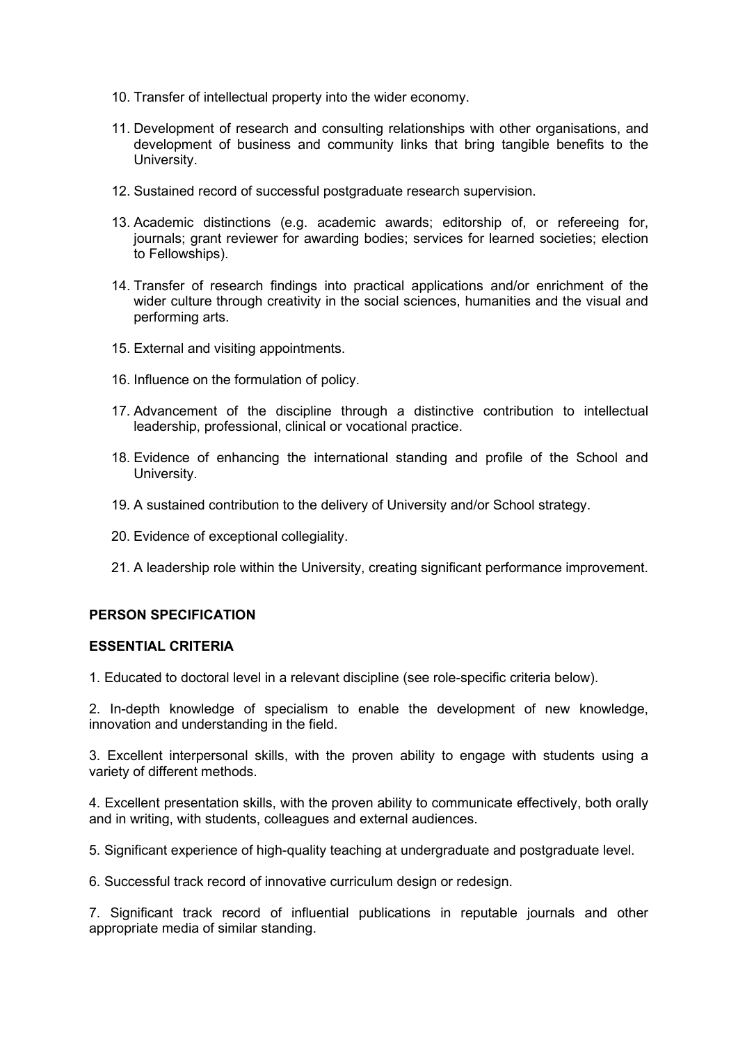10. Transfer of intellectual property into the wider economy.

11. Development of research and consulting relationships with other organisations, and development of business and community links that bring tangible benefits to the University.

12. Sustained record of successful postgraduate research supervision.

13. Academic distinctions (e.g. academic awards; editorship of, or refereeing for, journals; grant reviewer for awarding bodies; services for learned societies; election to Fellowships).

14. Transfer of research findings into practical applications and/or enrichment of the wider culture through creativity in the social sciences, humanities and the visual and performing arts.

15. External and visiting appointments.

16. Influence on the formulation of policy.

17. Advancement of the discipline through a distinctive contribution to intellectual leadership, professional, clinical or vocational practice.

18. Evidence of enhancing the international standing and profile of the School and University.

19. A sustained contribution to the delivery of University and/or School strategy.

20. Evidence of exceptional collegiality.

21. A leadership role within the University, creating significant performance improvement.

**PERSON SPECIFICATION**

**ESSENTIAL CRITERIA**

1. Educated to doctoral level in a relevant discipline (see role-specific criteria below).

2. In-depth knowledge of specialism to enable the development of new knowledge, innovation and understanding in the field.

3. Excellent interpersonal skills, with the proven ability to engage with students using a variety of different methods.

4. Excellent presentation skills, with the proven ability to communicate effectively, both orally and in writing, with students, colleagues and external audiences.

5. Significant experience of high-quality teaching at undergraduate and postgraduate level.

6. Successful track record of innovative curriculum design or redesign.

7. Significant track record of influential publications in reputable journals and other appropriate media of similar standing.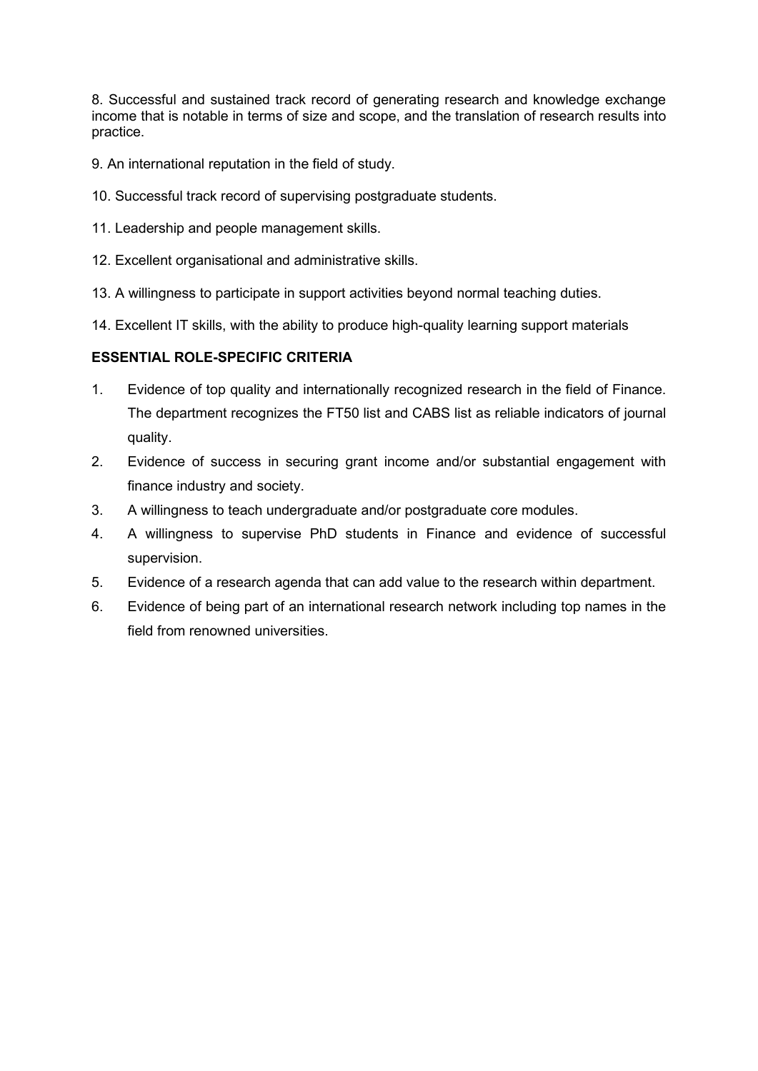8. Successful and sustained track record of generating research and knowledge exchange income that is notable in terms of size and scope, and the translation of research results into practice.

9. An international reputation in the field of study.

10. Successful track record of supervising postgraduate students.

11. Leadership and people management skills.

12. Excellent organisational and administrative skills.

13. A willingness to participate in support activities beyond normal teaching duties.

14. Excellent IT skills, with the ability to produce high-quality learning support materials

**ESSENTIAL ROLE-SPECIFIC CRITERIA**

1. Evidence of top quality and internationally recognized research in the field of Finance. The department recognizes the FT50 list and CABS list as reliable indicators of journal quality.
2. Evidence of success in securing grant income and/or substantial engagement with finance industry and society.
3. A willingness to teach undergraduate and/or postgraduate core modules.
4. A willingness to supervise PhD students in Finance and evidence of successful supervision.
5. Evidence of a research agenda that can add value to the research within department.
6. Evidence of being part of an international research network including top names in the field from renowned universities.